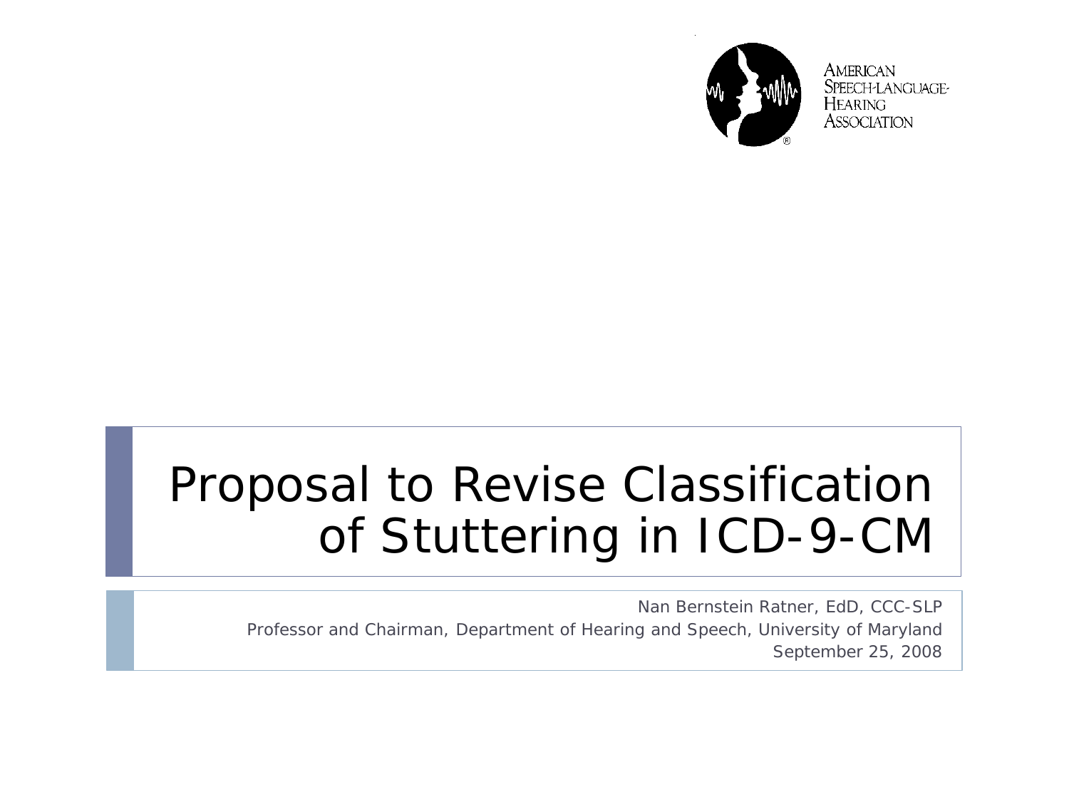AMERICAN SPEECH-LANGUAGE-HEARING ASSOCIATION

# Proposal to Revise Classification of Stuttering in ICD-9-CM

Nan Bernstein Ratner, EdD, CCC-SLP

Professor and Chairman, Department of Hearing and Speech, University of Maryland

September 25, 2008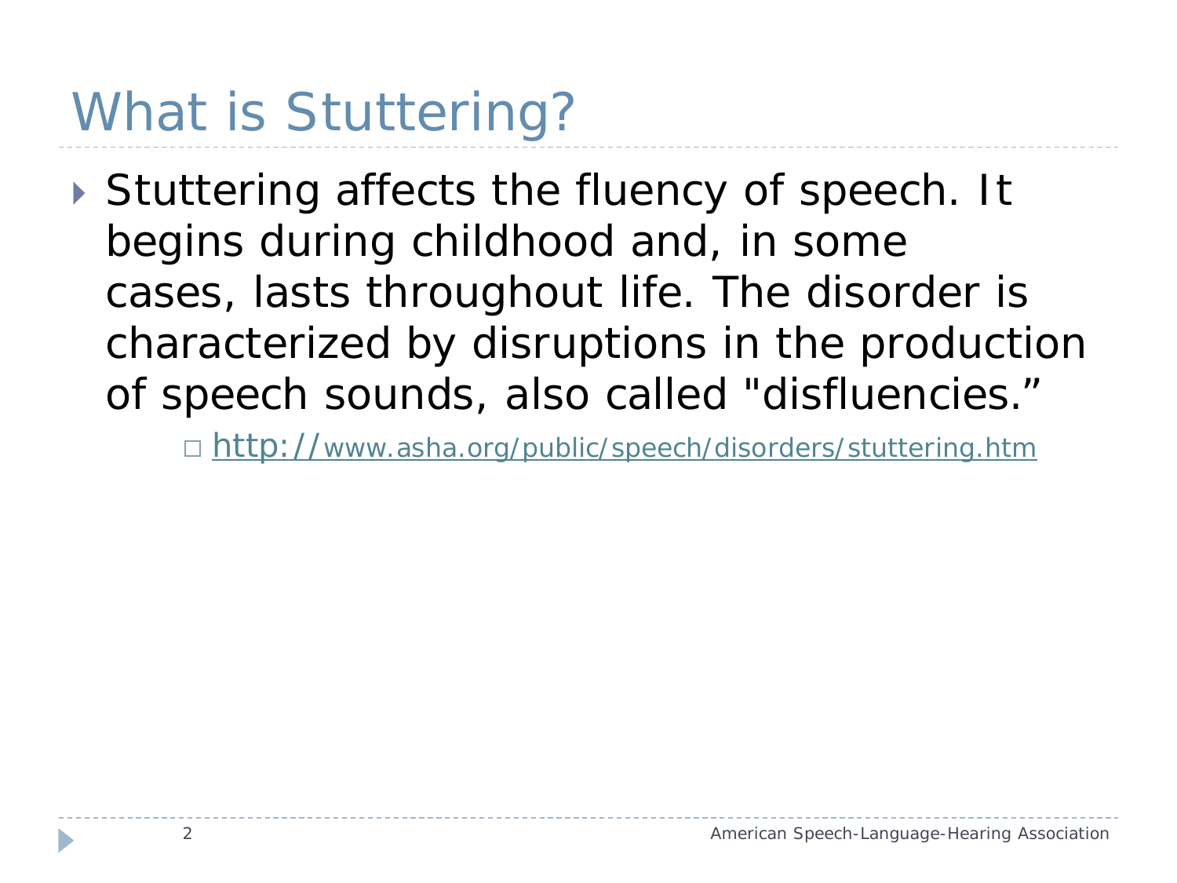# What is Stuttering?

- Stuttering affects the fluency of speech. It begins during childhood and, in some cases, lasts throughout life. The disorder is characterized by disruptions in the production of speech sounds, also called "disfluencies."
  - http://www.asha.org/public/speech/disorders/stuttering.htm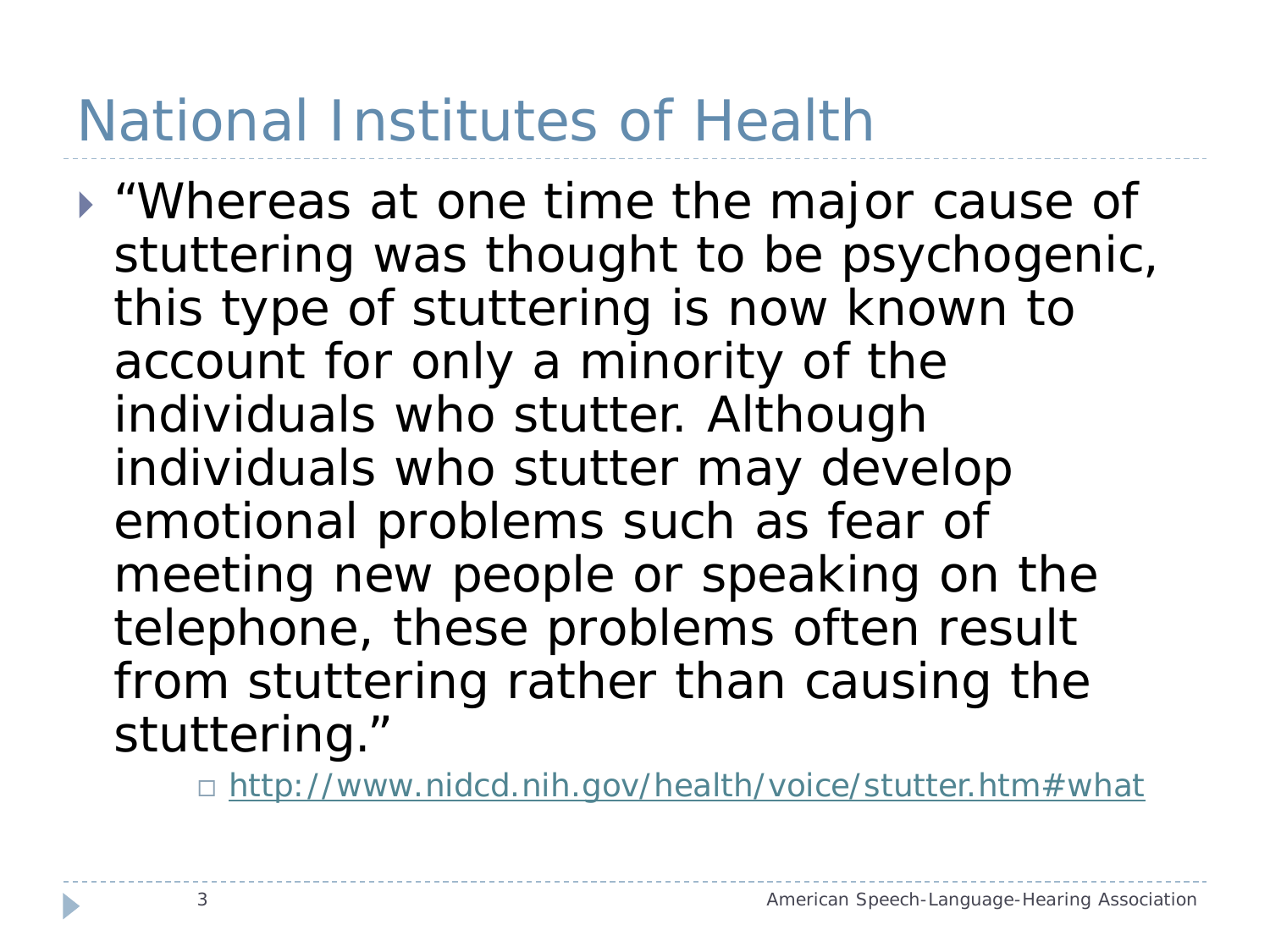# National Institutes of Health

- "Whereas at one time the major cause of stuttering was thought to be psychogenic, this type of stuttering is now known to account for only a minority of the individuals who stutter. Although individuals who stutter may develop emotional problems such as fear of meeting new people or speaking on the telephone, these problems often result from stuttering rather than causing the stuttering."
  - http://www.nidcd.nih.gov/health/voice/stutter.htm#what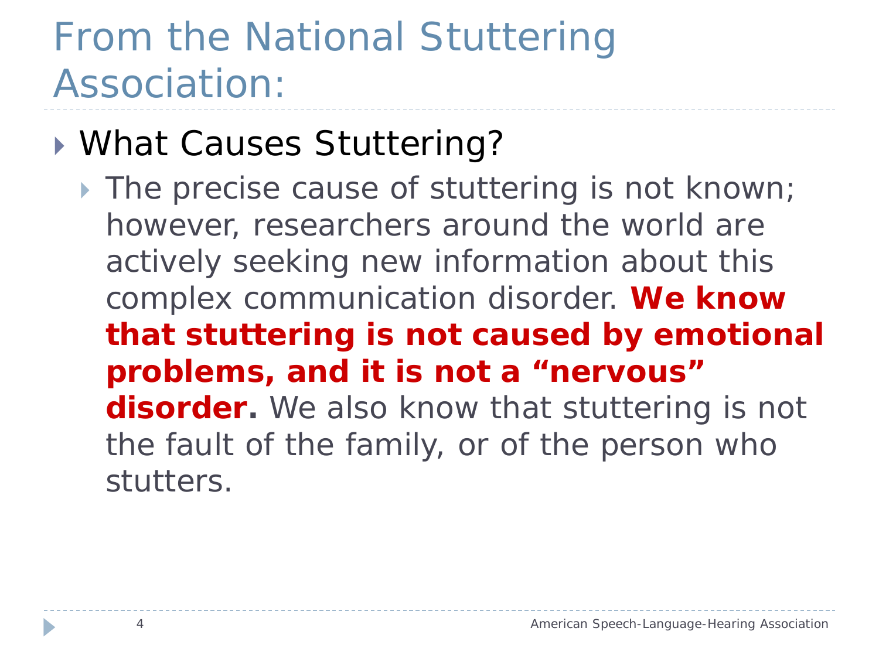# From the National Stuttering Association:

- What Causes Stuttering?
  - The precise cause of stuttering is not known; however, researchers around the world are actively seeking new information about this complex communication disorder. **We know that stuttering is not caused by emotional problems, and it is not a “nervous” disorder.** We also know that stuttering is not the fault of the family, or of the person who stutters.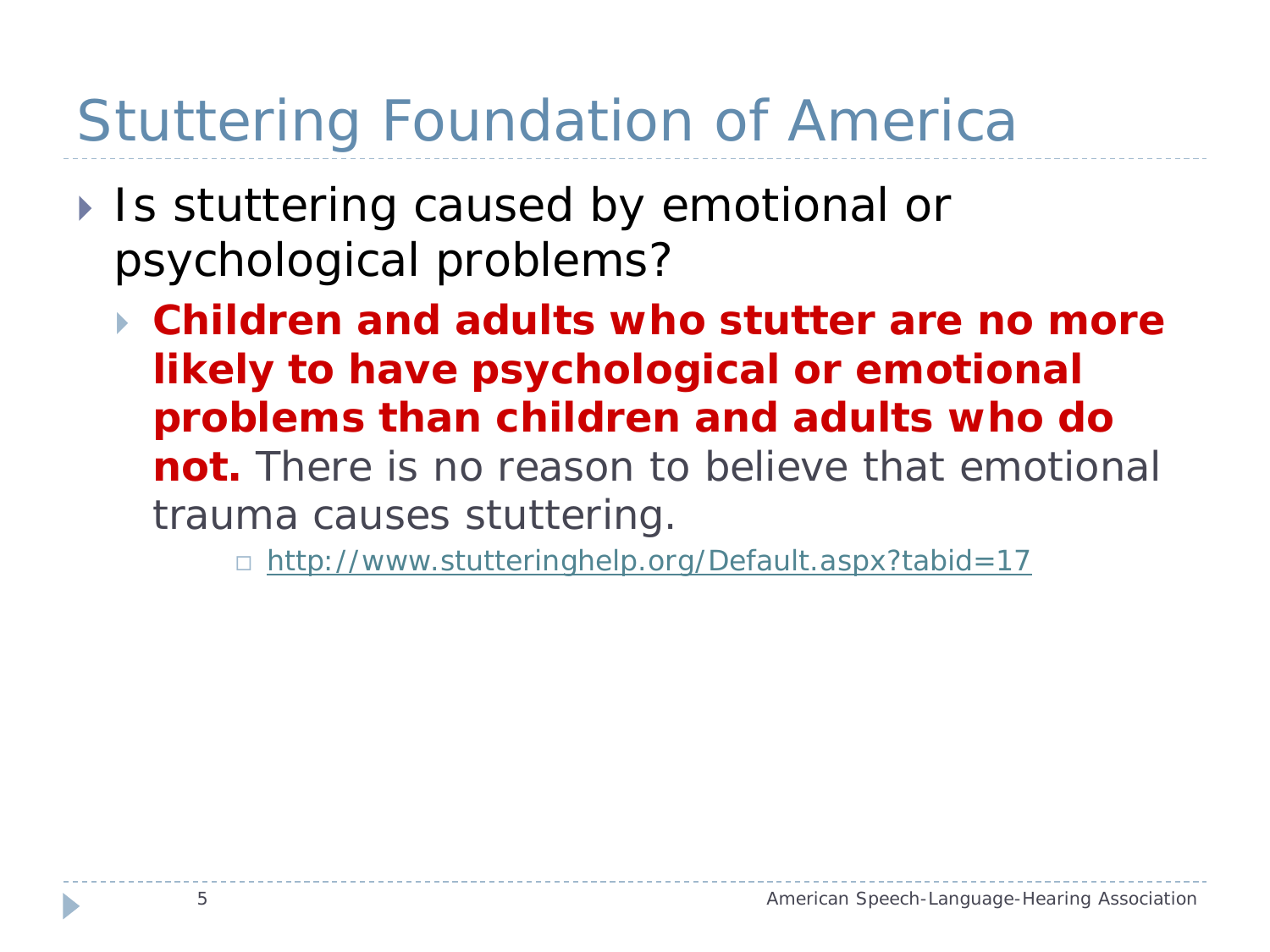# Stuttering Foundation of America

- Is stuttering caused by emotional or psychological problems?
  - **Children and adults who stutter are no more likely to have psychological or emotional problems than children and adults who do not.** There is no reason to believe that emotional trauma causes stuttering.
    - http://www.stutteringhelp.org/Default.aspx?tabid=17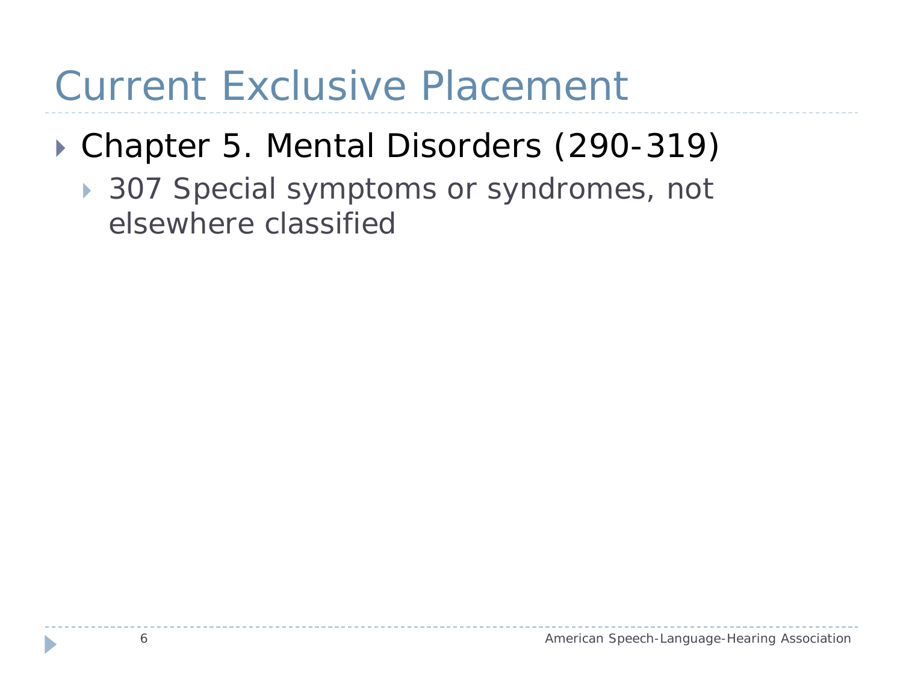# Current Exclusive Placement

- Chapter 5. Mental Disorders (290-319)
  - 307 Special symptoms or syndromes, not elsewhere classified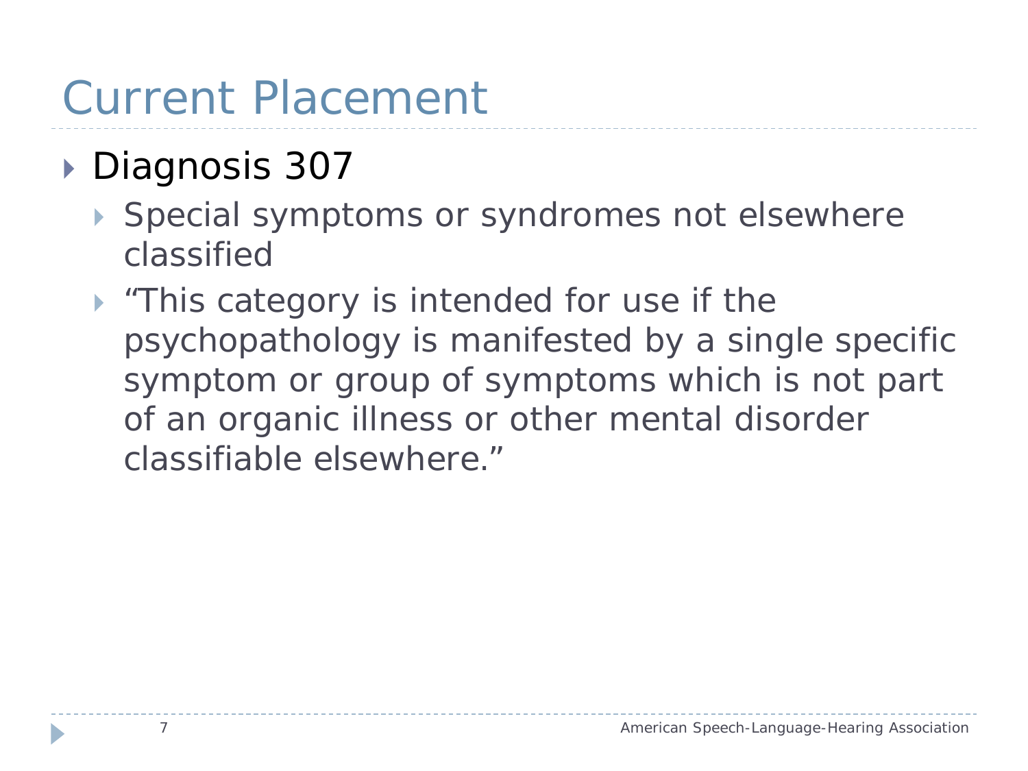# Current Placement

- Diagnosis 307
  - Special symptoms or syndromes not elsewhere classified
  - "This category is intended for use if the psychopathology is manifested by a single specific symptom or group of symptoms which is not part of an organic illness or other mental disorder classifiable elsewhere."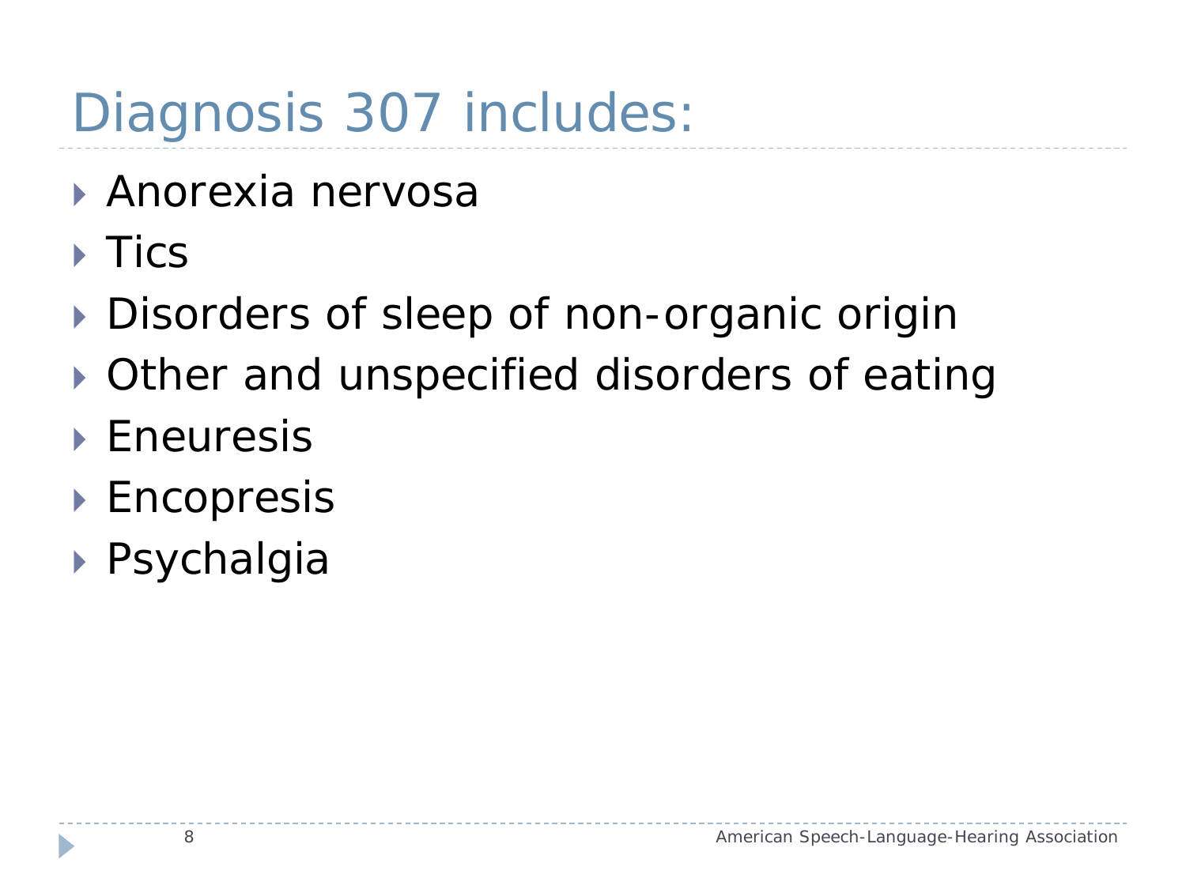# Diagnosis 307 includes:

- Anorexia nervosa
- Tics
- Disorders of sleep of non-organic origin
- Other and unspecified disorders of eating
- Eneuresis
- Encopresis
- Psychalgia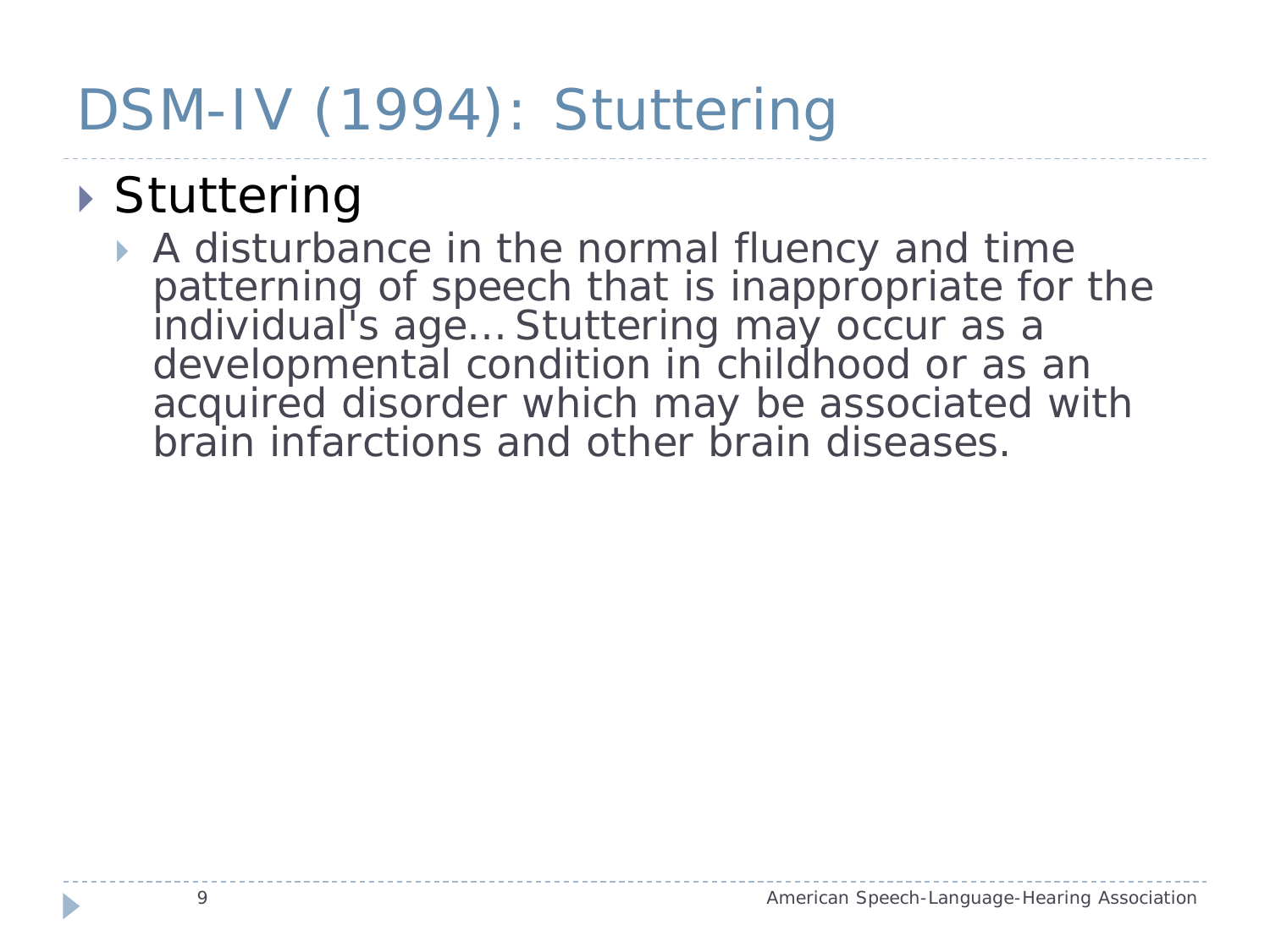# DSM-IV (1994): Stuttering

- Stuttering
  - A disturbance in the normal fluency and time patterning of speech that is inappropriate for the individual's age… Stuttering may occur as a developmental condition in childhood or as an acquired disorder which may be associated with brain infarctions and other brain diseases.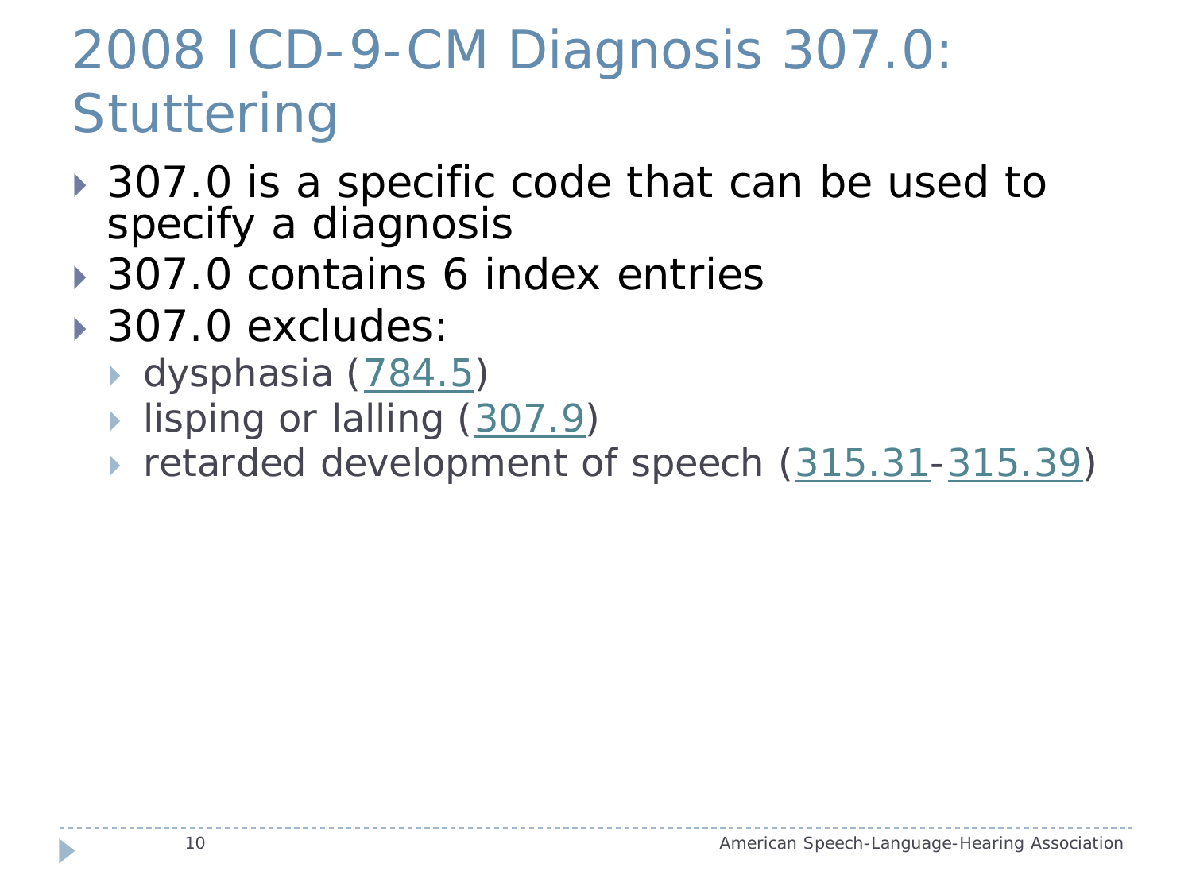# 2008 ICD-9-CM Diagnosis 307.0: Stuttering

- 307.0 is a specific code that can be used to specify a diagnosis
- 307.0 contains 6 index entries
- 307.0 excludes:
  - dysphasia (784.5)
  - lisping or lalling (307.9)
  - retarded development of speech (315.31-315.39)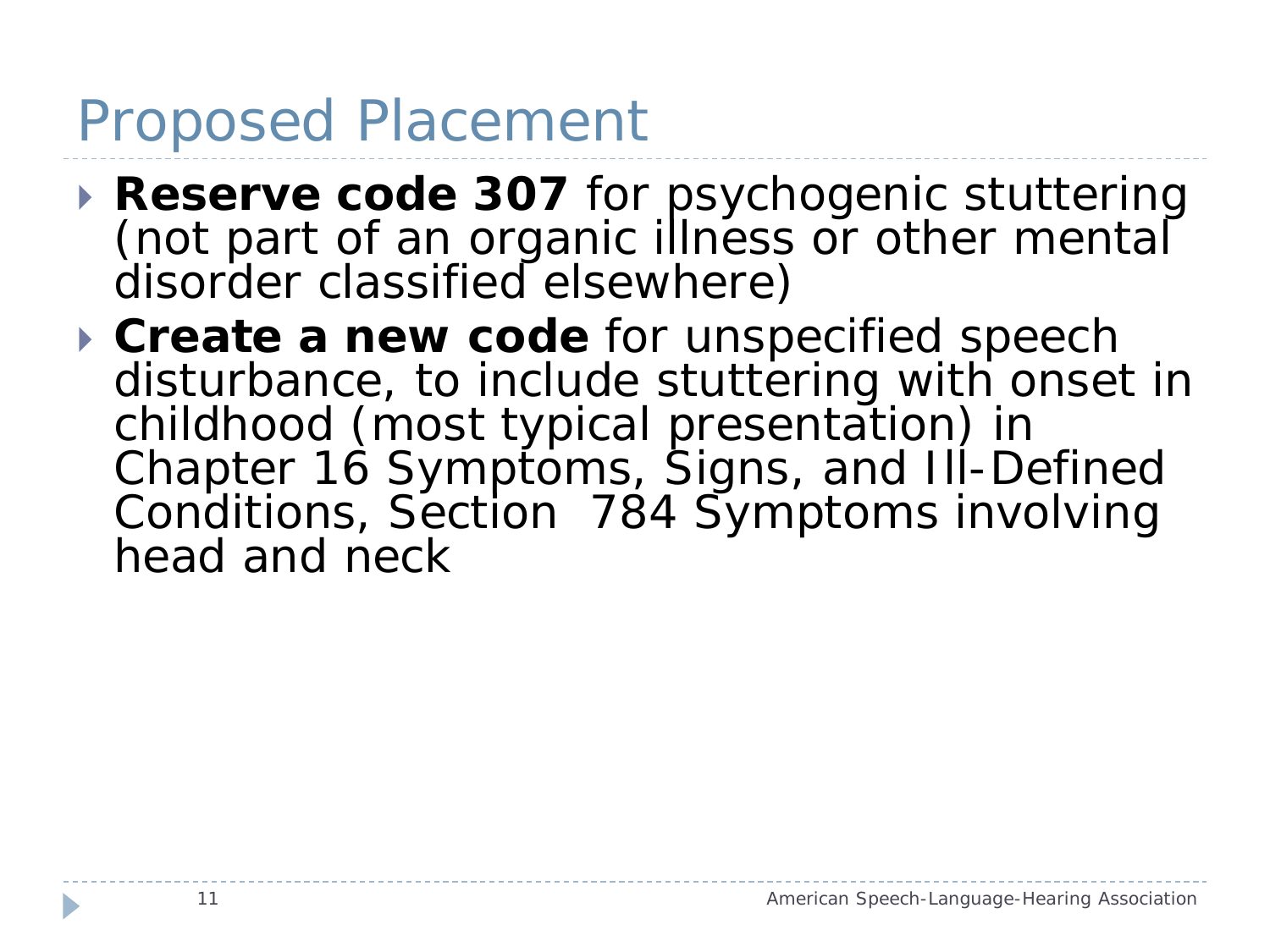# Proposed Placement

- **Reserve code 307** for psychogenic stuttering (not part of an organic illness or other mental disorder classified elsewhere)
- **Create a new code** for unspecified speech disturbance, to include stuttering with onset in childhood (most typical presentation) in Chapter 16 Symptoms, Signs, and Ill-Defined Conditions, Section 784 Symptoms involving head and neck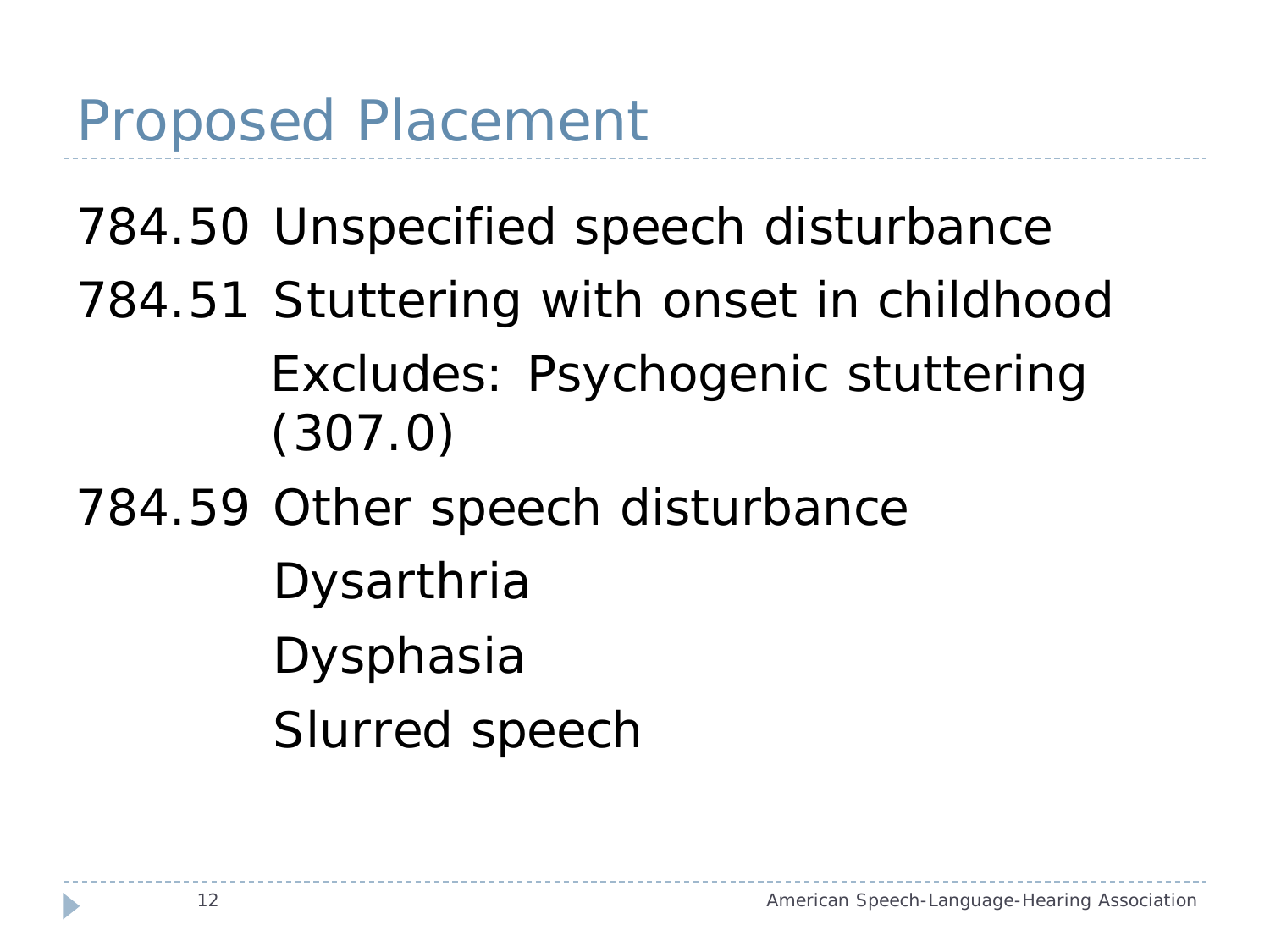# Proposed Placement

784.50 Unspecified speech disturbance

784.51 Stuttering with onset in childhood

Excludes: Psychogenic stuttering (307.0)

784.59 Other speech disturbance

Dysarthria

Dysphasia

Slurred speech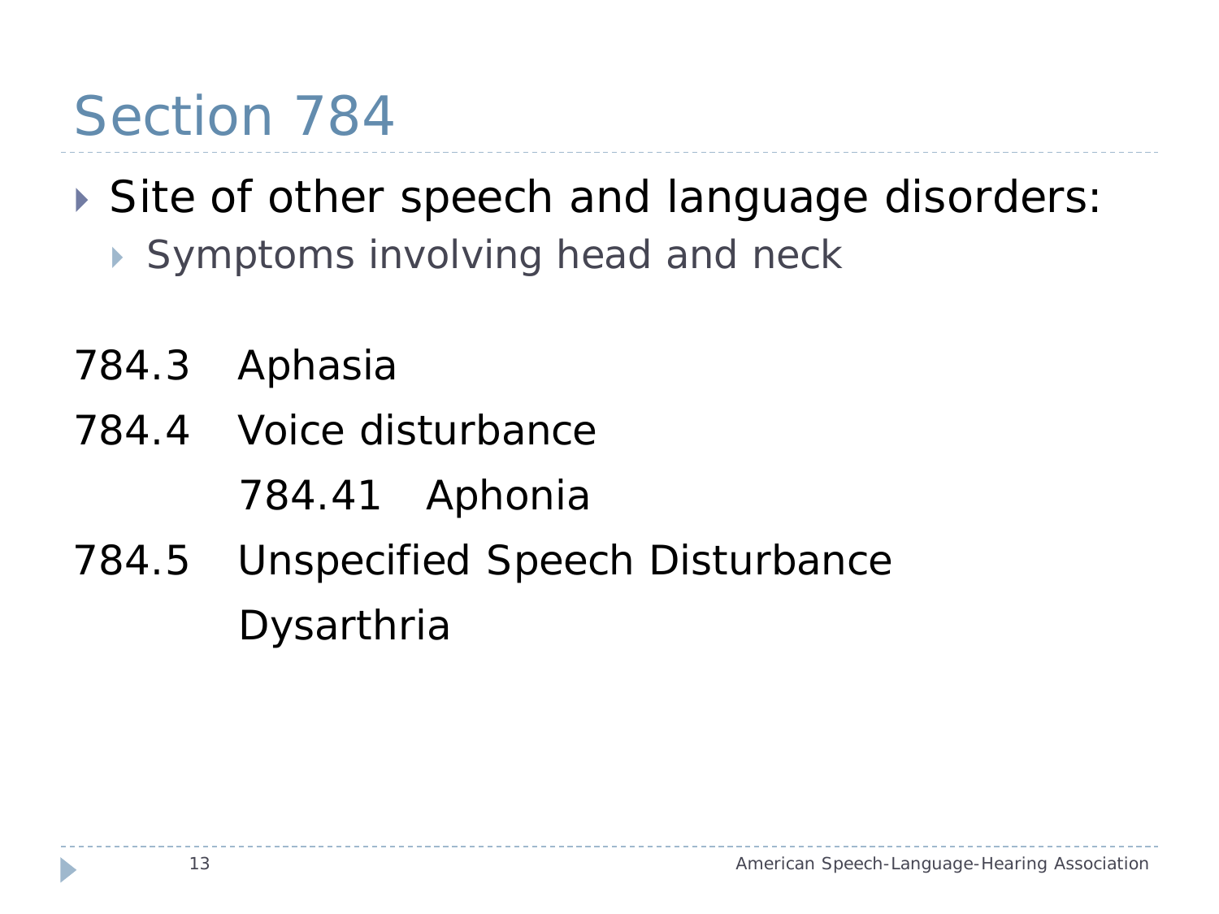# Section 784

- Site of other speech and language disorders:
  - Symptoms involving head and neck

784.3 Aphasia

784.4 Voice disturbance

  784.41 Aphonia

784.5 Unspecified Speech Disturbance

  Dysarthria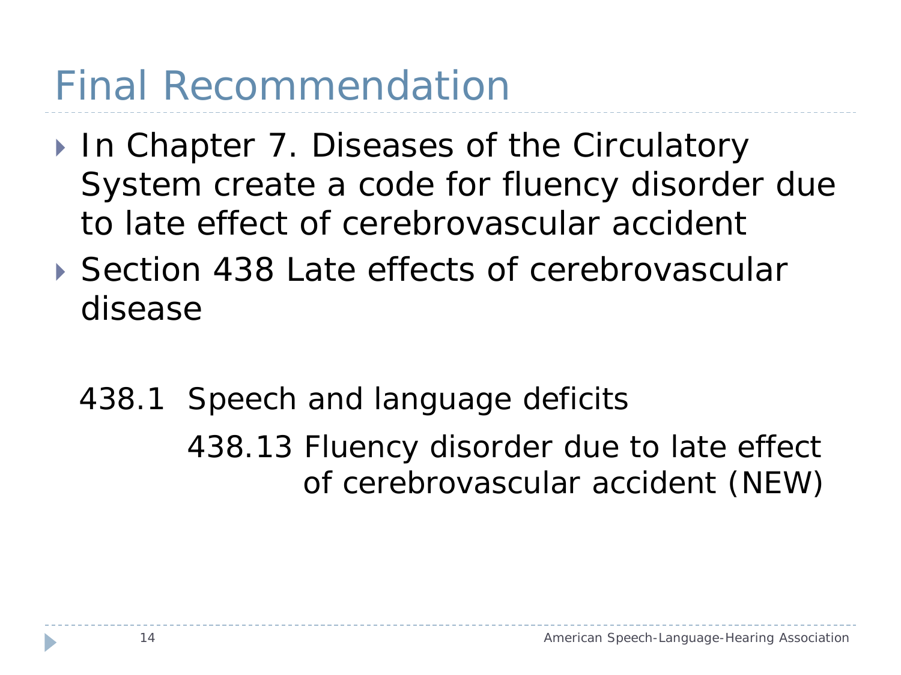# Final Recommendation

- In Chapter 7. Diseases of the Circulatory System create a code for fluency disorder due to late effect of cerebrovascular accident
- Section 438 Late effects of cerebrovascular disease

438.1 Speech and language deficits

438.13 Fluency disorder due to late effect of cerebrovascular accident (NEW)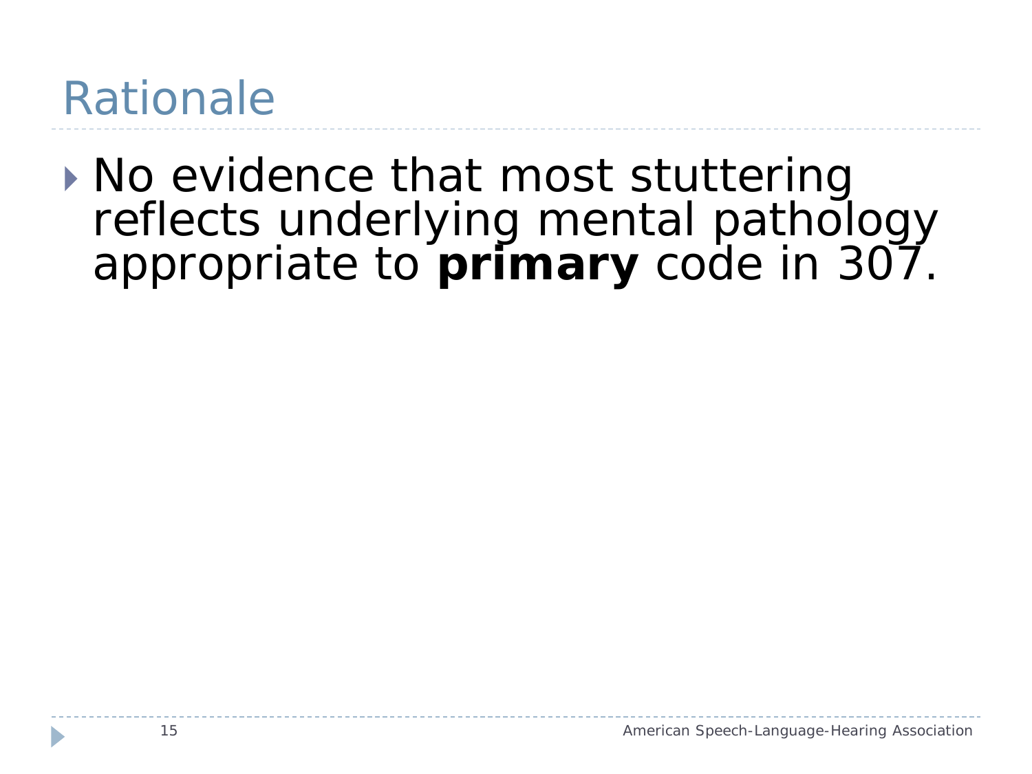# Rationale

- No evidence that most stuttering reflects underlying mental pathology appropriate to **primary** code in 307.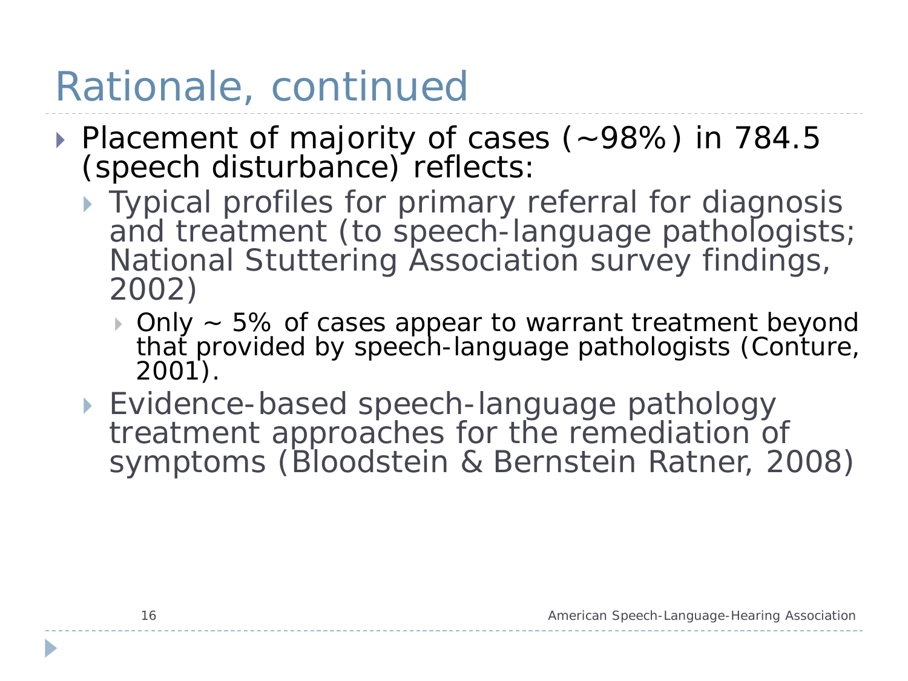# Rationale, continued

- Placement of majority of cases (~98%) in 784.5 (speech disturbance) reflects:
  - Typical profiles for primary referral for diagnosis and treatment (to speech-language pathologists; National Stuttering Association survey findings, 2002)
    - Only ~ 5% of cases appear to warrant treatment beyond that provided by speech-language pathologists (Conture, 2001).
  - Evidence-based speech-language pathology treatment approaches for the remediation of symptoms (Bloodstein & Bernstein Ratner, 2008)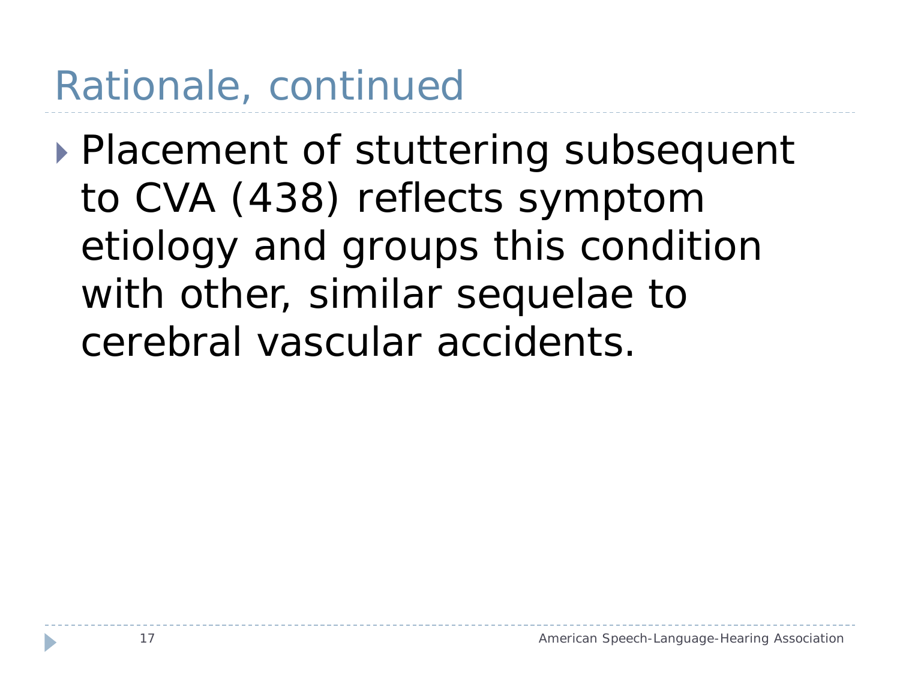# Rationale, continued

- Placement of stuttering subsequent to CVA (438) reflects symptom etiology and groups this condition with other, similar sequelae to cerebral vascular accidents.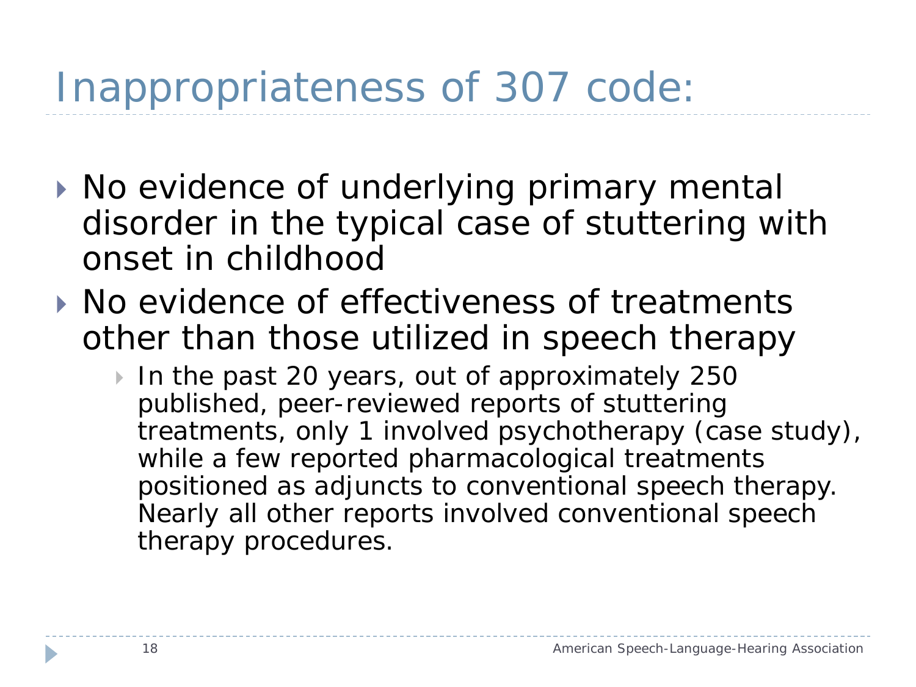# Inappropriateness of 307 code:

- No evidence of underlying primary mental disorder in the typical case of stuttering with onset in childhood
- No evidence of effectiveness of treatments other than those utilized in speech therapy
  - In the past 20 years, out of approximately 250 published, peer-reviewed reports of stuttering treatments, only 1 involved psychotherapy (case study), while a few reported pharmacological treatments positioned as adjuncts to conventional speech therapy. Nearly all other reports involved conventional speech therapy procedures.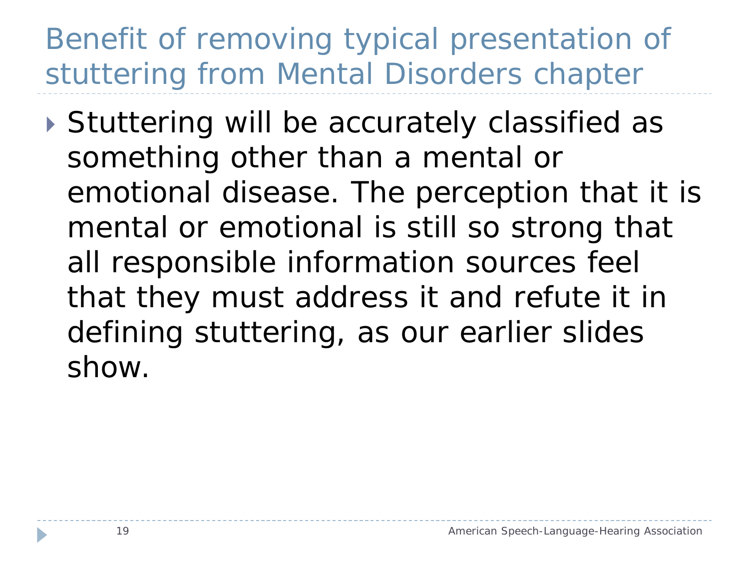# Benefit of removing typical presentation of stuttering from Mental Disorders chapter

- Stuttering will be accurately classified as something other than a mental or emotional disease. The perception that it is mental or emotional is still so strong that all responsible information sources feel that they must address it and refute it in defining stuttering, as our earlier slides show.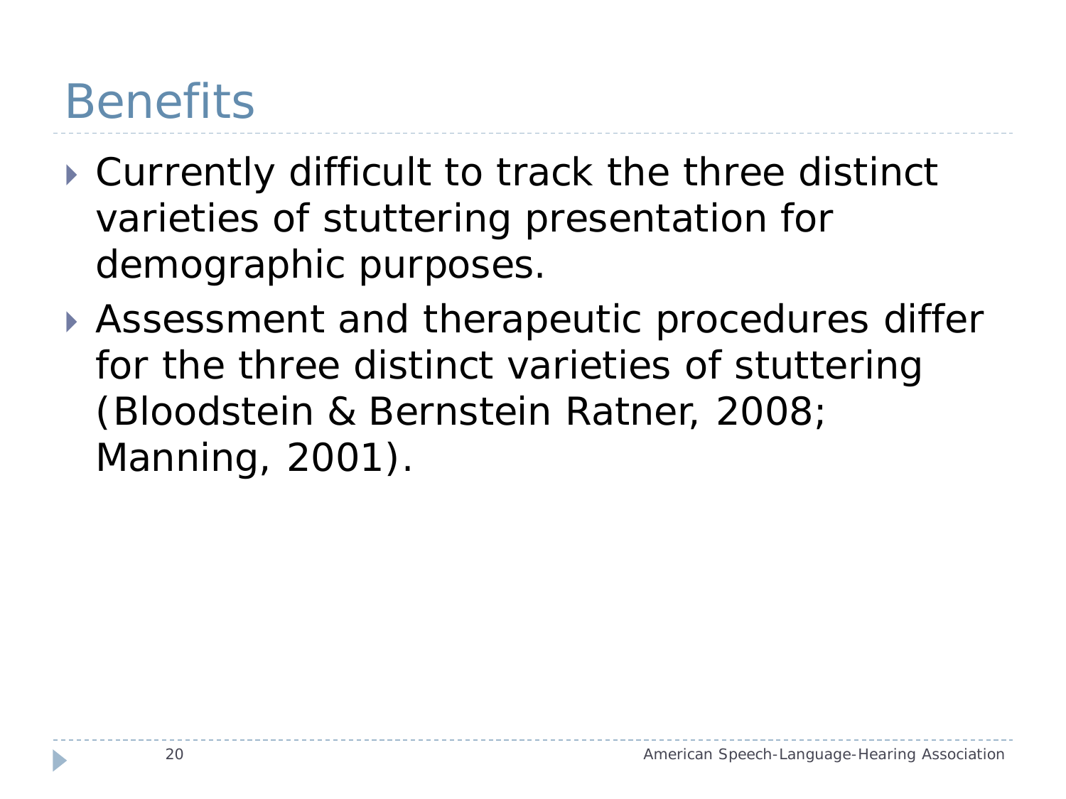# Benefits

- Currently difficult to track the three distinct varieties of stuttering presentation for demographic purposes.
- Assessment and therapeutic procedures differ for the three distinct varieties of stuttering (Bloodstein & Bernstein Ratner, 2008; Manning, 2001).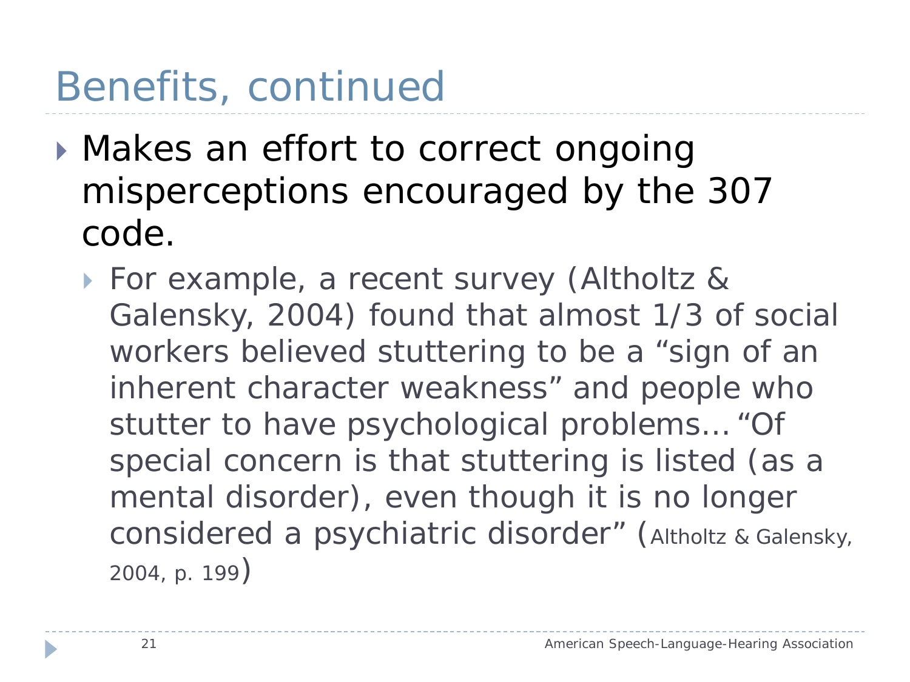# Benefits, continued

- Makes an effort to correct ongoing misperceptions encouraged by the 307 code.
  - For example, a recent survey (Altholtz & Galensky, 2004) found that almost 1/3 of social workers believed stuttering to be a "sign of an inherent character weakness" and people who stutter to have psychological problems… "Of special concern is that stuttering is listed (as a mental disorder), even though it is no longer considered a psychiatric disorder" (Altholtz & Galensky, 2004, p. 199)